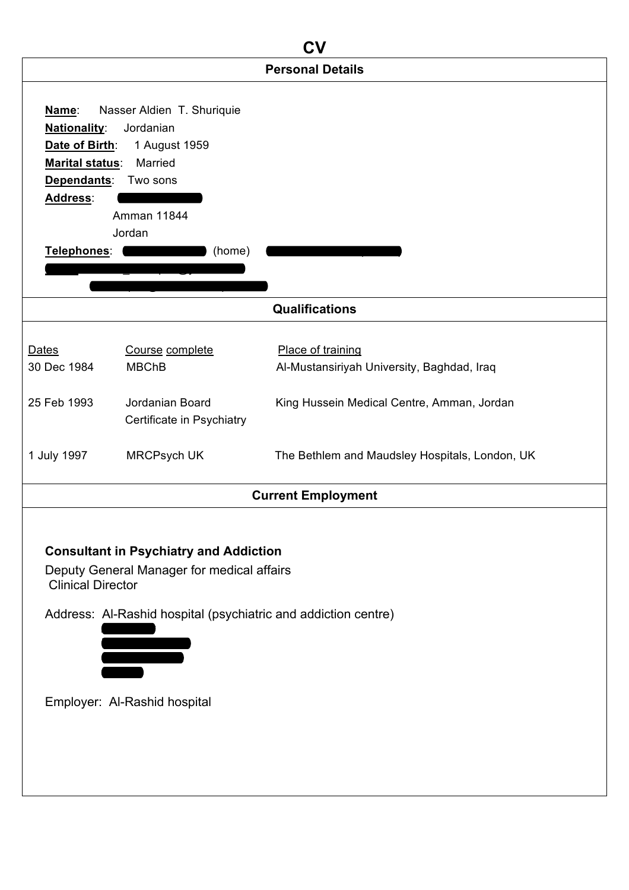# CV

## Personal Details

**Name**: Nasser Aldien T. Shuriquie
**Nationality**: Jordanian
**Date of Birth**: 1 August 1959
**Marital status**: Married
**Dependants**: Two sons
**Address**:
Amman 11844
Jordan
**Telephones**: (home)

## Qualifications

| Dates | Course complete | Place of training |
|---|---|---|
| 30 Dec 1984 | MBChB | Al-Mustansiriyah University, Baghdad, Iraq |
| 25 Feb 1993 | Jordanian Board Certificate in Psychiatry | King Hussein Medical Centre, Amman, Jordan |
| 1 July 1997 | MRCPsych UK | The Bethlem and Maudsley Hospitals, London, UK |

## Current Employment

**Consultant in Psychiatry and Addiction**

Deputy General Manager for medical affairs
Clinical Director

Address: Al-Rashid hospital (psychiatric and addiction centre)

Employer: Al-Rashid hospital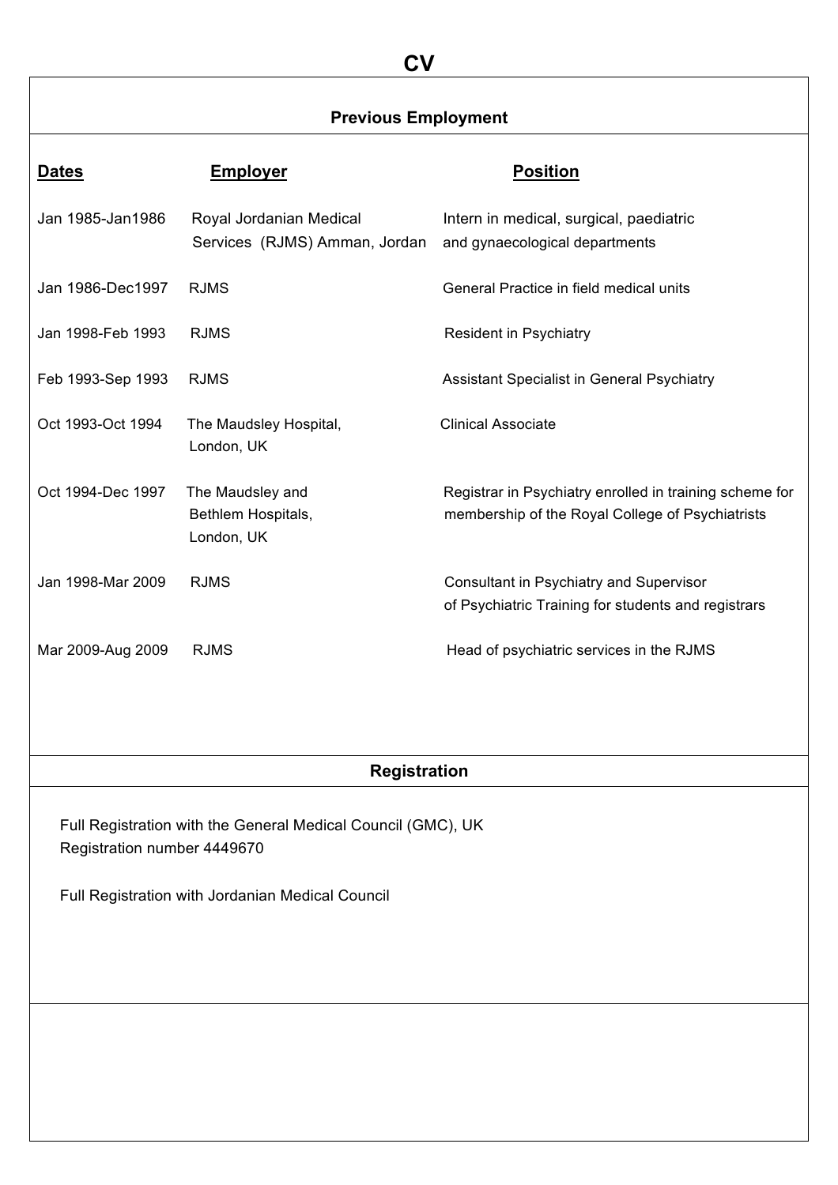# CV

## Previous Employment

| Dates | Employer | Position |
|---|---|---|
| Jan 1985-Jan1986 | Royal Jordanian Medical Services (RJMS) Amman, Jordan | Intern in medical, surgical, paediatric and gynaecological departments |
| Jan 1986-Dec1997 | RJMS | General Practice in field medical units |
| Jan 1998-Feb 1993 | RJMS | Resident in Psychiatry |
| Feb 1993-Sep 1993 | RJMS | Assistant Specialist in General Psychiatry |
| Oct 1993-Oct 1994 | The Maudsley Hospital, London, UK | Clinical Associate |
| Oct 1994-Dec 1997 | The Maudsley and Bethlem Hospitals, London, UK | Registrar in Psychiatry enrolled in training scheme for membership of the Royal College of Psychiatrists |
| Jan 1998-Mar 2009 | RJMS | Consultant in Psychiatry and Supervisor of Psychiatric Training for students and registrars |
| Mar 2009-Aug 2009 | RJMS | Head of psychiatric services in the RJMS |

## Registration

Full Registration with the General Medical Council (GMC), UK
Registration number 4449670

Full Registration with Jordanian Medical Council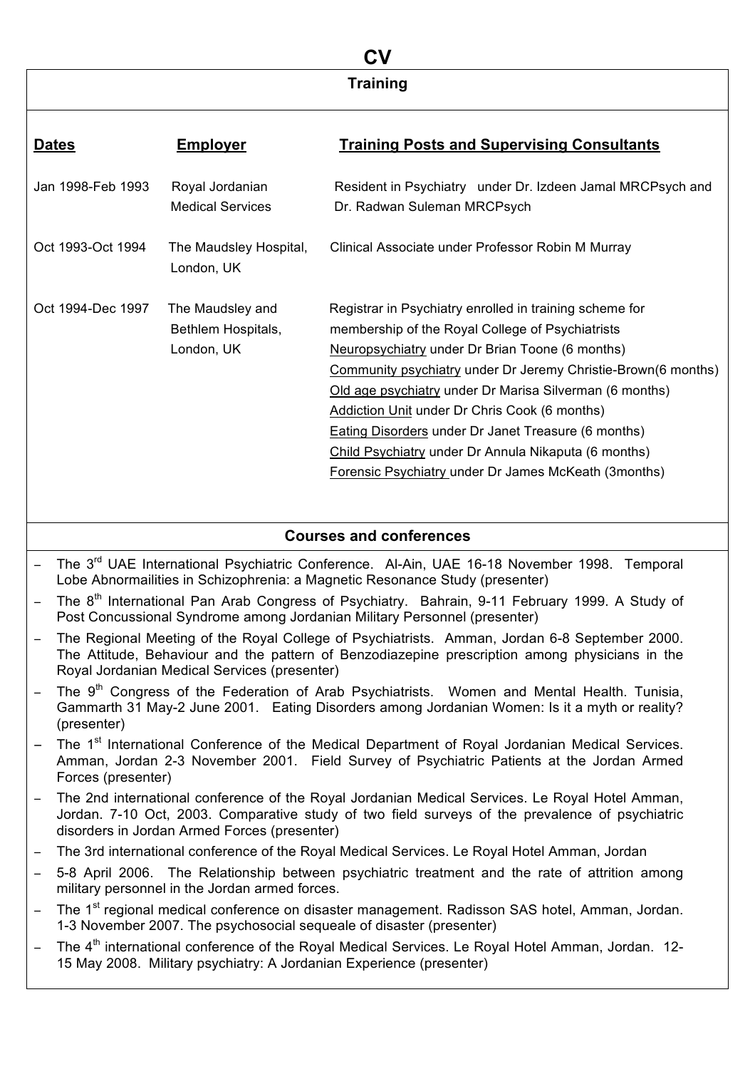# CV

## Training

| Dates | Employer | Training Posts and Supervising Consultants |
|---|---|---|
| Jan 1998-Feb 1993 | Royal Jordanian Medical Services | Resident in Psychiatry under Dr. Izdeen Jamal MRCPsych and Dr. Radwan Suleman MRCPsych |
| Oct 1993-Oct 1994 | The Maudsley Hospital, London, UK | Clinical Associate under Professor Robin M Murray |
| Oct 1994-Dec 1997 | The Maudsley and Bethlem Hospitals, London, UK | Registrar in Psychiatry enrolled in training scheme for membership of the Royal College of Psychiatrists<br>Neuropsychiatry under Dr Brian Toone (6 months)<br>Community psychiatry under Dr Jeremy Christie-Brown(6 months)<br>Old age psychiatry under Dr Marisa Silverman (6 months)<br>Addiction Unit under Dr Chris Cook (6 months)<br>Eating Disorders under Dr Janet Treasure (6 months)<br>Child Psychiatry under Dr Annula Nikaputa (6 months)<br>Forensic Psychiatry under Dr James McKeath (3months) |

## Courses and conferences

- The 3rd UAE International Psychiatric Conference. Al-Ain, UAE 16-18 November 1998. Temporal Lobe Abnormailities in Schizophrenia: a Magnetic Resonance Study (presenter)
- The 8th International Pan Arab Congress of Psychiatry. Bahrain, 9-11 February 1999. A Study of Post Concussional Syndrome among Jordanian Military Personnel (presenter)
- The Regional Meeting of the Royal College of Psychiatrists. Amman, Jordan 6-8 September 2000. The Attitude, Behaviour and the pattern of Benzodiazepine prescription among physicians in the Royal Jordanian Medical Services (presenter)
- The 9th Congress of the Federation of Arab Psychiatrists. Women and Mental Health. Tunisia, Gammarth 31 May-2 June 2001. Eating Disorders among Jordanian Women: Is it a myth or reality? (presenter)
- The 1st International Conference of the Medical Department of Royal Jordanian Medical Services. Amman, Jordan 2-3 November 2001. Field Survey of Psychiatric Patients at the Jordan Armed Forces (presenter)
- The 2nd international conference of the Royal Jordanian Medical Services. Le Royal Hotel Amman, Jordan. 7-10 Oct, 2003. Comparative study of two field surveys of the prevalence of psychiatric disorders in Jordan Armed Forces (presenter)
- The 3rd international conference of the Royal Medical Services. Le Royal Hotel Amman, Jordan
- 5-8 April 2006. The Relationship between psychiatric treatment and the rate of attrition among military personnel in the Jordan armed forces.
- The 1st regional medical conference on disaster management. Radisson SAS hotel, Amman, Jordan. 1-3 November 2007. The psychosocial sequeale of disaster (presenter)
- The 4th international conference of the Royal Medical Services. Le Royal Hotel Amman, Jordan. 12-15 May 2008. Military psychiatry: A Jordanian Experience (presenter)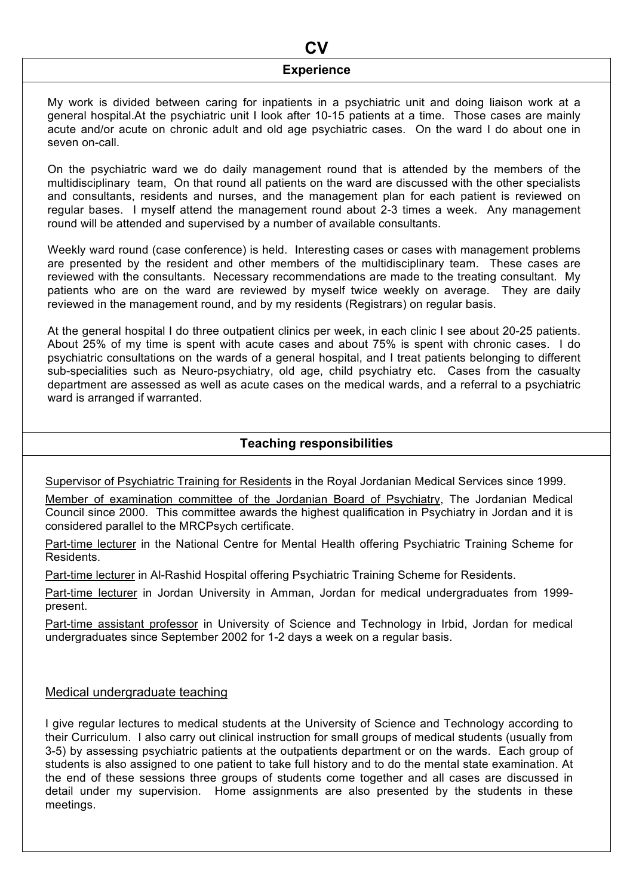# CV

## Experience

My work is divided between caring for inpatients in a psychiatric unit and doing liaison work at a general hospital.At the psychiatric unit I look after 10-15 patients at a time. Those cases are mainly acute and/or acute on chronic adult and old age psychiatric cases. On the ward I do about one in seven on-call.

On the psychiatric ward we do daily management round that is attended by the members of the multidisciplinary team, On that round all patients on the ward are discussed with the other specialists and consultants, residents and nurses, and the management plan for each patient is reviewed on regular bases. I myself attend the management round about 2-3 times a week. Any management round will be attended and supervised by a number of available consultants.

Weekly ward round (case conference) is held. Interesting cases or cases with management problems are presented by the resident and other members of the multidisciplinary team. These cases are reviewed with the consultants. Necessary recommendations are made to the treating consultant. My patients who are on the ward are reviewed by myself twice weekly on average. They are daily reviewed in the management round, and by my residents (Registrars) on regular basis.

At the general hospital I do three outpatient clinics per week, in each clinic I see about 20-25 patients. About 25% of my time is spent with acute cases and about 75% is spent with chronic cases. I do psychiatric consultations on the wards of a general hospital, and I treat patients belonging to different sub-specialities such as Neuro-psychiatry, old age, child psychiatry etc. Cases from the casualty department are assessed as well as acute cases on the medical wards, and a referral to a psychiatric ward is arranged if warranted.

## Teaching responsibilities

Supervisor of Psychiatric Training for Residents in the Royal Jordanian Medical Services since 1999.

Member of examination committee of the Jordanian Board of Psychiatry, The Jordanian Medical Council since 2000. This committee awards the highest qualification in Psychiatry in Jordan and it is considered parallel to the MRCPsych certificate.

Part-time lecturer in the National Centre for Mental Health offering Psychiatric Training Scheme for Residents.

Part-time lecturer in Al-Rashid Hospital offering Psychiatric Training Scheme for Residents.

Part-time lecturer in Jordan University in Amman, Jordan for medical undergraduates from 1999-present.

Part-time assistant professor in University of Science and Technology in Irbid, Jordan for medical undergraduates since September 2002 for 1-2 days a week on a regular basis.

### Medical undergraduate teaching

I give regular lectures to medical students at the University of Science and Technology according to their Curriculum. I also carry out clinical instruction for small groups of medical students (usually from 3-5) by assessing psychiatric patients at the outpatients department or on the wards. Each group of students is also assigned to one patient to take full history and to do the mental state examination. At the end of these sessions three groups of students come together and all cases are discussed in detail under my supervision. Home assignments are also presented by the students in these meetings.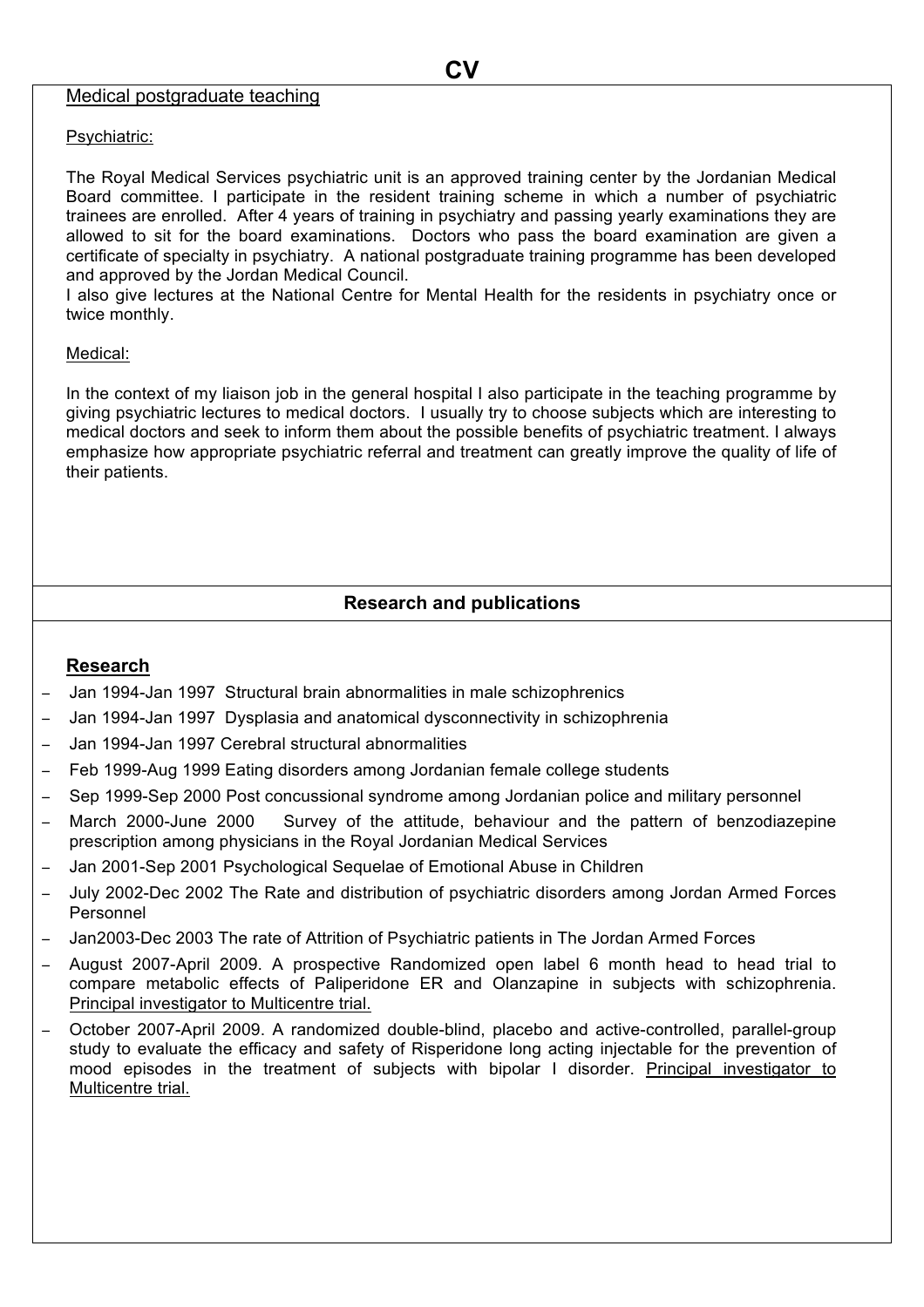# CV

Medical postgraduate teaching

Psychiatric:

The Royal Medical Services psychiatric unit is an approved training center by the Jordanian Medical Board committee. I participate in the resident training scheme in which a number of psychiatric trainees are enrolled. After 4 years of training in psychiatry and passing yearly examinations they are allowed to sit for the board examinations. Doctors who pass the board examination are given a certificate of specialty in psychiatry. A national postgraduate training programme has been developed and approved by the Jordan Medical Council.

I also give lectures at the National Centre for Mental Health for the residents in psychiatry once or twice monthly.

Medical:

In the context of my liaison job in the general hospital I also participate in the teaching programme by giving psychiatric lectures to medical doctors. I usually try to choose subjects which are interesting to medical doctors and seek to inform them about the possible benefits of psychiatric treatment. I always emphasize how appropriate psychiatric referral and treatment can greatly improve the quality of life of their patients.

## Research and publications

### Research

- Jan 1994-Jan 1997 Structural brain abnormalities in male schizophrenics
- Jan 1994-Jan 1997 Dysplasia and anatomical dysconnectivity in schizophrenia
- Jan 1994-Jan 1997 Cerebral structural abnormalities
- Feb 1999-Aug 1999 Eating disorders among Jordanian female college students
- Sep 1999-Sep 2000 Post concussional syndrome among Jordanian police and military personnel
- March 2000-June 2000 Survey of the attitude, behaviour and the pattern of benzodiazepine prescription among physicians in the Royal Jordanian Medical Services
- Jan 2001-Sep 2001 Psychological Sequelae of Emotional Abuse in Children
- July 2002-Dec 2002 The Rate and distribution of psychiatric disorders among Jordan Armed Forces Personnel
- Jan2003-Dec 2003 The rate of Attrition of Psychiatric patients in The Jordan Armed Forces
- August 2007-April 2009. A prospective Randomized open label 6 month head to head trial to compare metabolic effects of Paliperidone ER and Olanzapine in subjects with schizophrenia. Principal investigator to Multicentre trial.
- October 2007-April 2009. A randomized double-blind, placebo and active-controlled, parallel-group study to evaluate the efficacy and safety of Risperidone long acting injectable for the prevention of mood episodes in the treatment of subjects with bipolar I disorder. Principal investigator to Multicentre trial.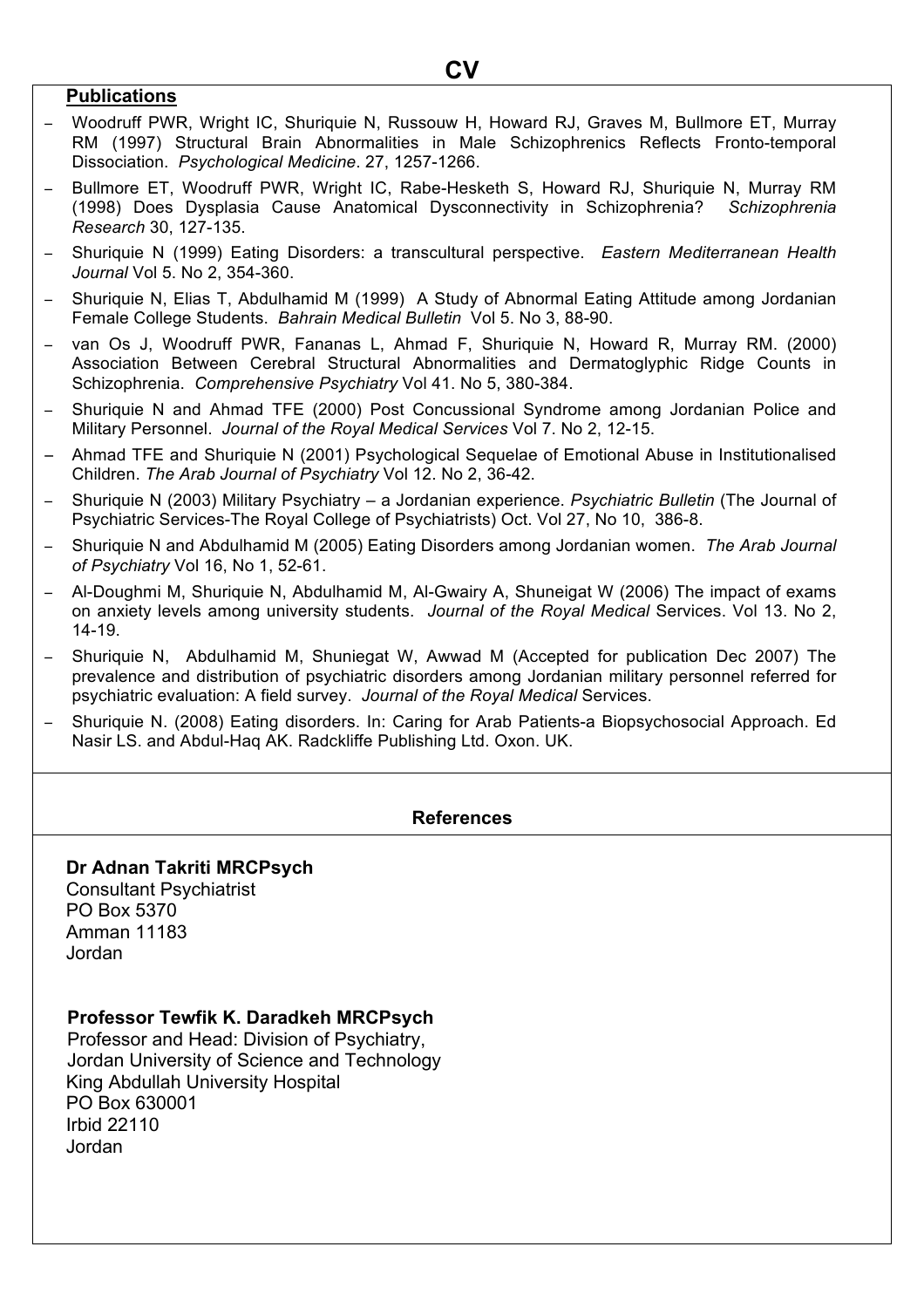## Publications

- Woodruff PWR, Wright IC, Shuriquie N, Russouw H, Howard RJ, Graves M, Bullmore ET, Murray RM (1997) Structural Brain Abnormalities in Male Schizophrenics Reflects Fronto-temporal Dissociation. *Psychological Medicine*. 27, 1257-1266.
- Bullmore ET, Woodruff PWR, Wright IC, Rabe-Hesketh S, Howard RJ, Shuriquie N, Murray RM (1998) Does Dysplasia Cause Anatomical Dysconnectivity in Schizophrenia? *Schizophrenia Research* 30, 127-135.
- Shuriquie N (1999) Eating Disorders: a transcultural perspective. *Eastern Mediterranean Health Journal* Vol 5. No 2, 354-360.
- Shuriquie N, Elias T, Abdulhamid M (1999) A Study of Abnormal Eating Attitude among Jordanian Female College Students. *Bahrain Medical Bulletin* Vol 5. No 3, 88-90.
- van Os J, Woodruff PWR, Fananas L, Ahmad F, Shuriquie N, Howard R, Murray RM. (2000) Association Between Cerebral Structural Abnormalities and Dermatoglyphic Ridge Counts in Schizophrenia. *Comprehensive Psychiatry* Vol 41. No 5, 380-384.
- Shuriquie N and Ahmad TFE (2000) Post Concussional Syndrome among Jordanian Police and Military Personnel. *Journal of the Royal Medical Services* Vol 7. No 2, 12-15.
- Ahmad TFE and Shuriquie N (2001) Psychological Sequelae of Emotional Abuse in Institutionalised Children. *The Arab Journal of Psychiatry* Vol 12. No 2, 36-42.
- Shuriquie N (2003) Military Psychiatry – a Jordanian experience. *Psychiatric Bulletin* (The Journal of Psychiatric Services-The Royal College of Psychiatrists) Oct. Vol 27, No 10, 386-8.
- Shuriquie N and Abdulhamid M (2005) Eating Disorders among Jordanian women. *The Arab Journal of Psychiatry* Vol 16, No 1, 52-61.
- Al-Doughmi M, Shuriquie N, Abdulhamid M, Al-Gwairy A, Shuneigat W (2006) The impact of exams on anxiety levels among university students. *Journal of the Royal Medical* Services. Vol 13. No 2, 14-19.
- Shuriquie N, Abdulhamid M, Shuniegat W, Awwad M (Accepted for publication Dec 2007) The prevalence and distribution of psychiatric disorders among Jordanian military personnel referred for psychiatric evaluation: A field survey. *Journal of the Royal Medical* Services.
- Shuriquie N. (2008) Eating disorders. In: Caring for Arab Patients-a Biopsychosocial Approach. Ed Nasir LS. and Abdul-Haq AK. Radckliffe Publishing Ltd. Oxon. UK.

## References

**Dr Adnan Takriti MRCPsych**
Consultant Psychiatrist
PO Box 5370
Amman 11183
Jordan

**Professor Tewfik K. Daradkeh MRCPsych**
Professor and Head: Division of Psychiatry,
Jordan University of Science and Technology
King Abdullah University Hospital
PO Box 630001
Irbid 22110
Jordan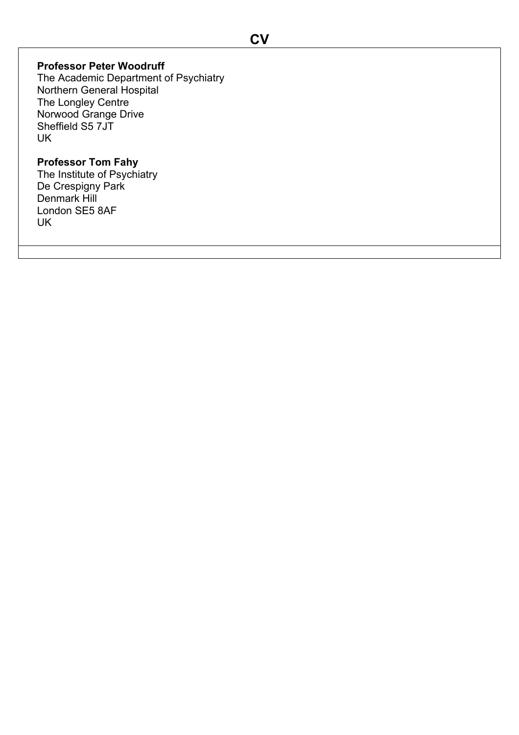## CV

**Professor Peter Woodruff**
The Academic Department of Psychiatry
Northern General Hospital
The Longley Centre
Norwood Grange Drive
Sheffield S5 7JT
UK

**Professor Tom Fahy**
The Institute of Psychiatry
De Crespigny Park
Denmark Hill
London SE5 8AF
UK